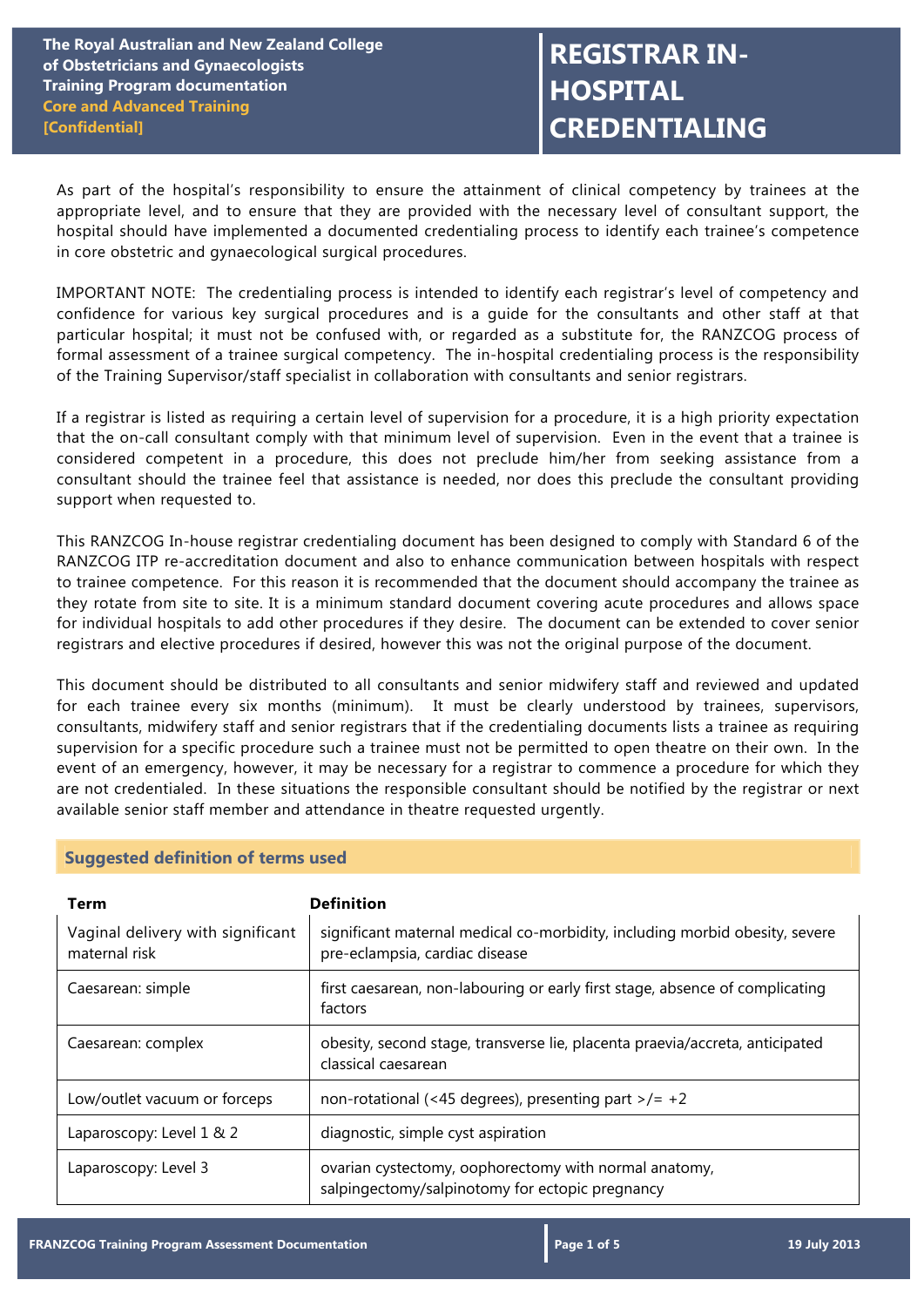The Royal Australian and New Zealand College of Obstetricians and Gynaecologists
Training Program documentation
Core and Advanced Training
[Confidential]

# REGISTRAR IN-HOSPITAL CREDENTIALING

As part of the hospital's responsibility to ensure the attainment of clinical competency by trainees at the appropriate level, and to ensure that they are provided with the necessary level of consultant support, the hospital should have implemented a documented credentialing process to identify each trainee's competence in core obstetric and gynaecological surgical procedures.

IMPORTANT NOTE: The credentialing process is intended to identify each registrar's level of competency and confidence for various key surgical procedures and is a guide for the consultants and other staff at that particular hospital; it must not be confused with, or regarded as a substitute for, the RANZCOG process of formal assessment of a trainee surgical competency. The in-hospital credentialing process is the responsibility of the Training Supervisor/staff specialist in collaboration with consultants and senior registrars.

If a registrar is listed as requiring a certain level of supervision for a procedure, it is a high priority expectation that the on-call consultant comply with that minimum level of supervision. Even in the event that a trainee is considered competent in a procedure, this does not preclude him/her from seeking assistance from a consultant should the trainee feel that assistance is needed, nor does this preclude the consultant providing support when requested to.

This RANZCOG In-house registrar credentialing document has been designed to comply with Standard 6 of the RANZCOG ITP re-accreditation document and also to enhance communication between hospitals with respect to trainee competence. For this reason it is recommended that the document should accompany the trainee as they rotate from site to site. It is a minimum standard document covering acute procedures and allows space for individual hospitals to add other procedures if they desire. The document can be extended to cover senior registrars and elective procedures if desired, however this was not the original purpose of the document.

This document should be distributed to all consultants and senior midwifery staff and reviewed and updated for each trainee every six months (minimum). It must be clearly understood by trainees, supervisors, consultants, midwifery staff and senior registrars that if the credentialing documents lists a trainee as requiring supervision for a specific procedure such a trainee must not be permitted to open theatre on their own. In the event of an emergency, however, it may be necessary for a registrar to commence a procedure for which they are not credentialed. In these situations the responsible consultant should be notified by the registrar or next available senior staff member and attendance in theatre requested urgently.

## Suggested definition of terms used

| Term | Definition |
|---|---|
| Vaginal delivery with significant maternal risk | significant maternal medical co-morbidity, including morbid obesity, severe pre-eclampsia, cardiac disease |
| Caesarean: simple | first caesarean, non-labouring or early first stage, absence of complicating factors |
| Caesarean: complex | obesity, second stage, transverse lie, placenta praevia/accreta, anticipated classical caesarean |
| Low/outlet vacuum or forceps | non-rotational (<45 degrees), presenting part >/= +2 |
| Laparoscopy: Level 1 & 2 | diagnostic, simple cyst aspiration |
| Laparoscopy: Level 3 | ovarian cystectomy, oophorectomy with normal anatomy, salpingectomy/salpinotomy for ectopic pregnancy |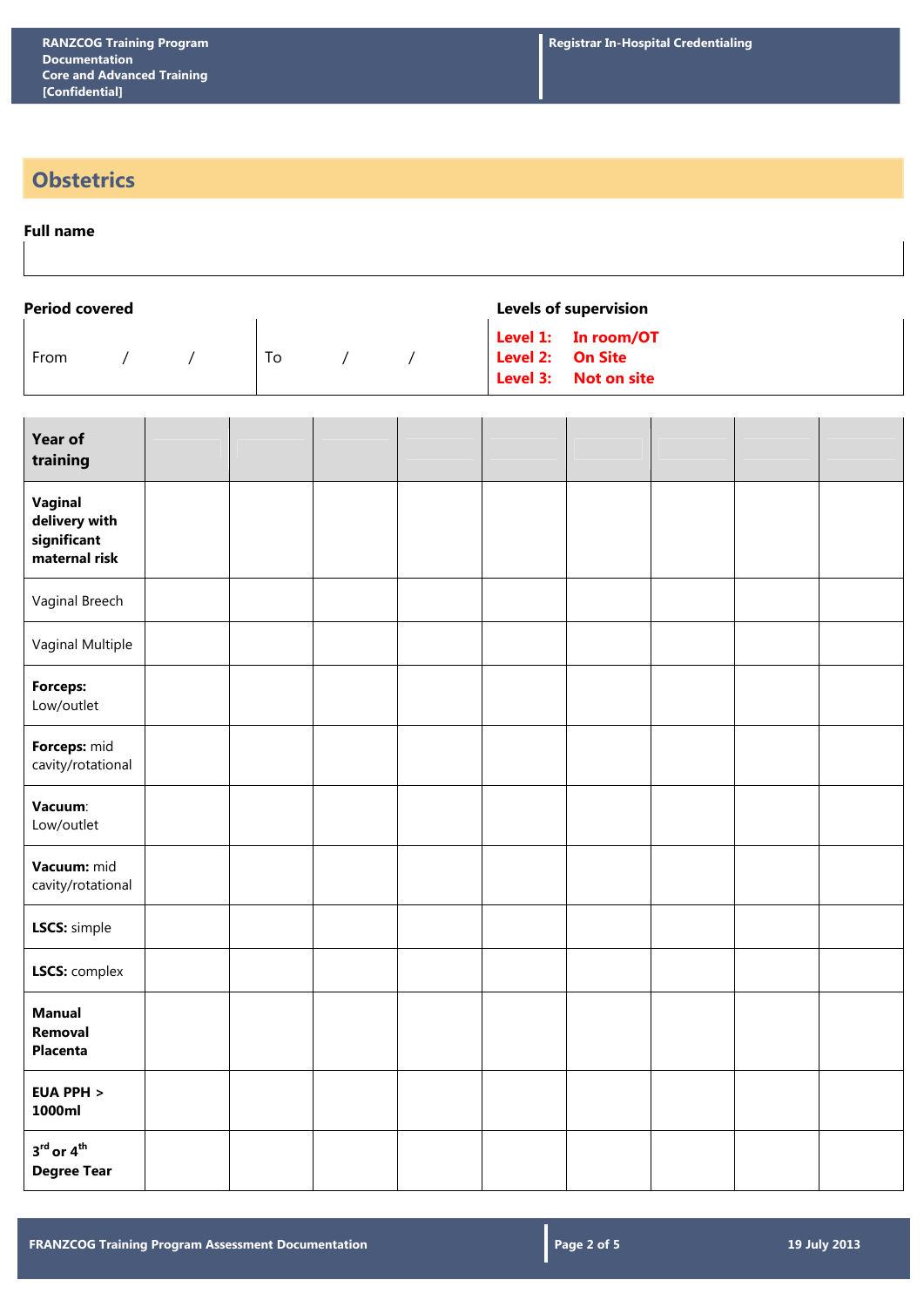## Obstetrics

**Full name**

| |
|---|
| |

| **Period covered** | | **Levels of supervision** |
|---|---|---|
| From / / | To / / | **Level 1: In room/OT**<br>**Level 2: On Site**<br>**Level 3: Not on site** |

| **Year of training** | | | | | | | | | |
|---|---|---|---|---|---|---|---|---|---|
| **Vaginal delivery with significant maternal risk** | | | | | | | | | |
| Vaginal Breech | | | | | | | | | |
| Vaginal Multiple | | | | | | | | | |
| **Forceps:** Low/outlet | | | | | | | | | |
| **Forceps:** mid cavity/rotational | | | | | | | | | |
| **Vacuum**: Low/outlet | | | | | | | | | |
| **Vacuum:** mid cavity/rotational | | | | | | | | | |
| **LSCS:** simple | | | | | | | | | |
| **LSCS:** complex | | | | | | | | | |
| **Manual Removal Placenta** | | | | | | | | | |
| **EUA PPH > 1000ml** | | | | | | | | | |
| **3rd or 4th Degree Tear** | | | | | | | | | |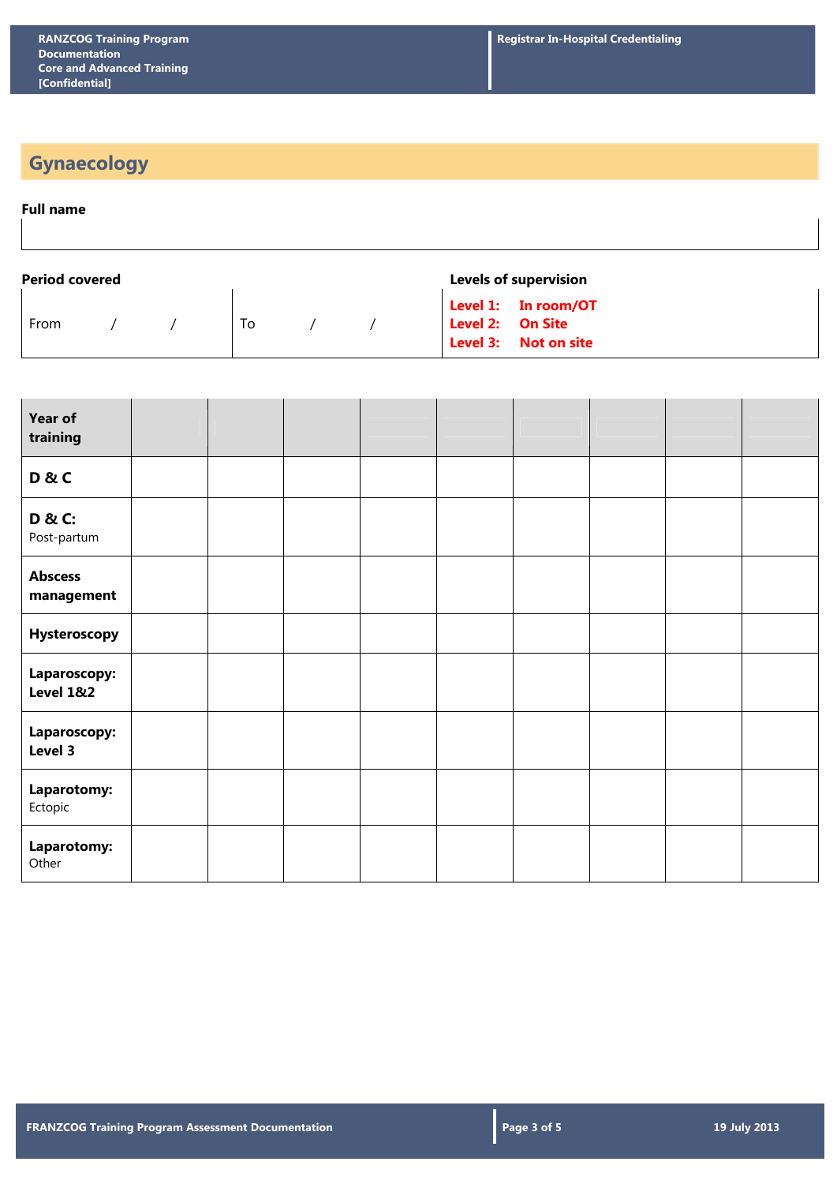## Gynaecology

**Full name**

| |
|---|
| |

**Period covered**

| From / / | To / / | **Levels of supervision** **Level 1: In room/OT** **Level 2: On Site** **Level 3: Not on site** |
|---|---|---|

| **Year of training** | | | | | | | | | |
|---|---|---|---|---|---|---|---|---|---|
| **D & C** | | | | | | | | | |
| **D & C:** Post-partum | | | | | | | | | |
| **Abscess management** | | | | | | | | | |
| **Hysteroscopy** | | | | | | | | | |
| **Laparoscopy: Level 1&2** | | | | | | | | | |
| **Laparoscopy: Level 3** | | | | | | | | | |
| **Laparotomy:** Ectopic | | | | | | | | | |
| **Laparotomy:** Other | | | | | | | | | |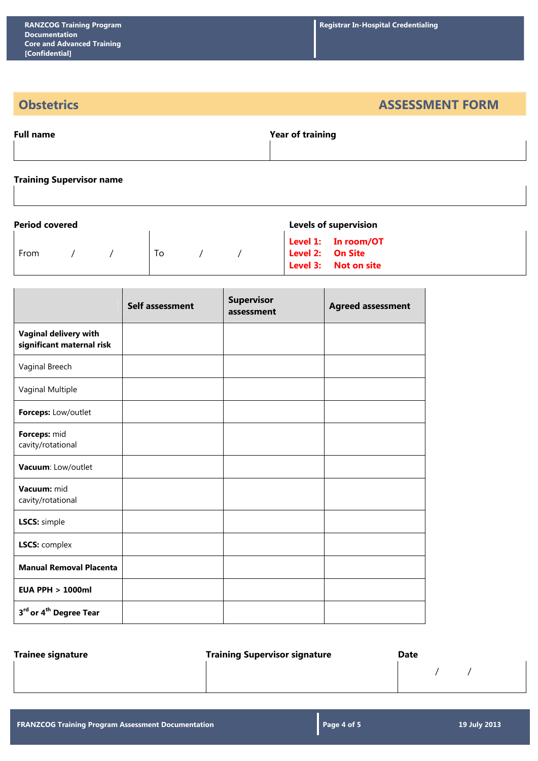## Obstetrics — ASSESSMENT FORM

| Full name | Year of training |
|---|---|
| | |

| Training Supervisor name |
|---|
| |

| Period covered | | Levels of supervision |
|---|---|---|
| From / / | To / / | **Level 1:** In room/OT<br>**Level 2:** On Site<br>**Level 3:** Not on site |

| | Self assessment | Supervisor assessment | Agreed assessment |
|---|---|---|---|
| **Vaginal delivery with significant maternal risk** | | | |
| Vaginal Breech | | | |
| Vaginal Multiple | | | |
| **Forceps:** Low/outlet | | | |
| **Forceps:** mid cavity/rotational | | | |
| **Vacuum**: Low/outlet | | | |
| **Vacuum:** mid cavity/rotational | | | |
| **LSCS:** simple | | | |
| **LSCS:** complex | | | |
| **Manual Removal Placenta** | | | |
| **EUA PPH > 1000ml** | | | |
| **3rd or 4th Degree Tear** | | | |

| Trainee signature | Training Supervisor signature | Date |
|---|---|---|
| | | / / |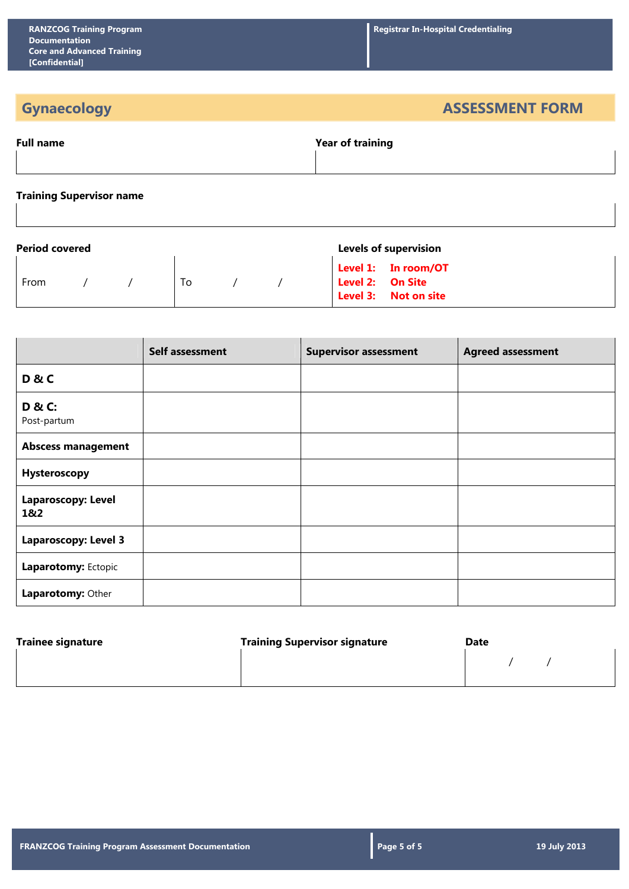## Gynaecology ASSESSMENT FORM

**Full name**

**Year of training**

**Training Supervisor name**

**Period covered**

From / / To / /

**Levels of supervision**

**Level 1: In room/OT**
**Level 2: On Site**
**Level 3: Not on site**

| | Self assessment | Supervisor assessment | Agreed assessment |
|---|---|---|---|
| **D & C** | | | |
| **D & C:** Post-partum | | | |
| **Abscess management** | | | |
| **Hysteroscopy** | | | |
| **Laparoscopy: Level 1&2** | | | |
| **Laparoscopy: Level 3** | | | |
| **Laparotomy:** Ectopic | | | |
| **Laparotomy:** Other | | | |

**Trainee signature**

**Training Supervisor signature**

**Date** / /